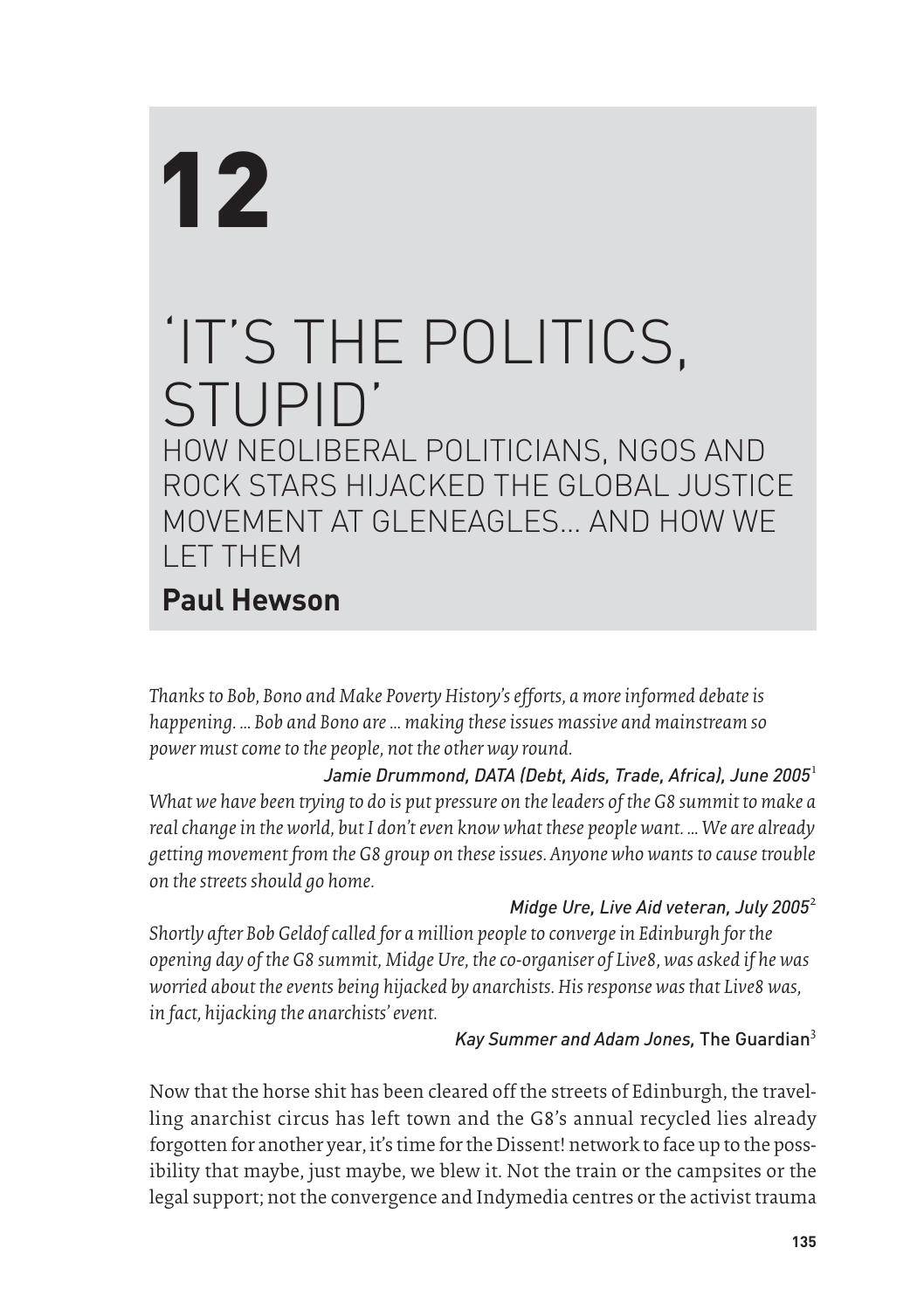# 12

# 'IT'S THE POLITICS, STUPID'

## HOW NEOLIBERAL POLITICIANS, NGOS AND ROCK STARS HIJACKED THE GLOBAL JUSTICE MOVEMENT AT GLENEAGLES... AND HOW WE LET THEM

**Paul Hewson**

*Thanks to Bob, Bono and Make Poverty History's efforts, a more informed debate is happening. ... Bob and Bono are ... making these issues massive and mainstream so power must come to the people, not the other way round.*

*Jamie Drummond, DATA (Debt, Aids, Trade, Africa), June 2005*[1]

*What we have been trying to do is put pressure on the leaders of the G8 summit to make a real change in the world, but I don't even know what these people want. ... We are already getting movement from the G8 group on these issues. Anyone who wants to cause trouble on the streets should go home.*

*Midge Ure, Live Aid veteran, July 2005*[2]

*Shortly after Bob Geldof called for a million people to converge in Edinburgh for the opening day of the G8 summit, Midge Ure, the co-organiser of Live8, was asked if he was worried about the events being hijacked by anarchists. His response was that Live8 was, in fact, hijacking the anarchists' event.*

*Kay Summer and Adam Jones,* The Guardian[3]

Now that the horse shit has been cleared off the streets of Edinburgh, the travelling anarchist circus has left town and the G8's annual recycled lies already forgotten for another year, it's time for the Dissent! network to face up to the possibility that maybe, just maybe, we blew it. Not the train or the campsites or the legal support; not the convergence and Indymedia centres or the activist trauma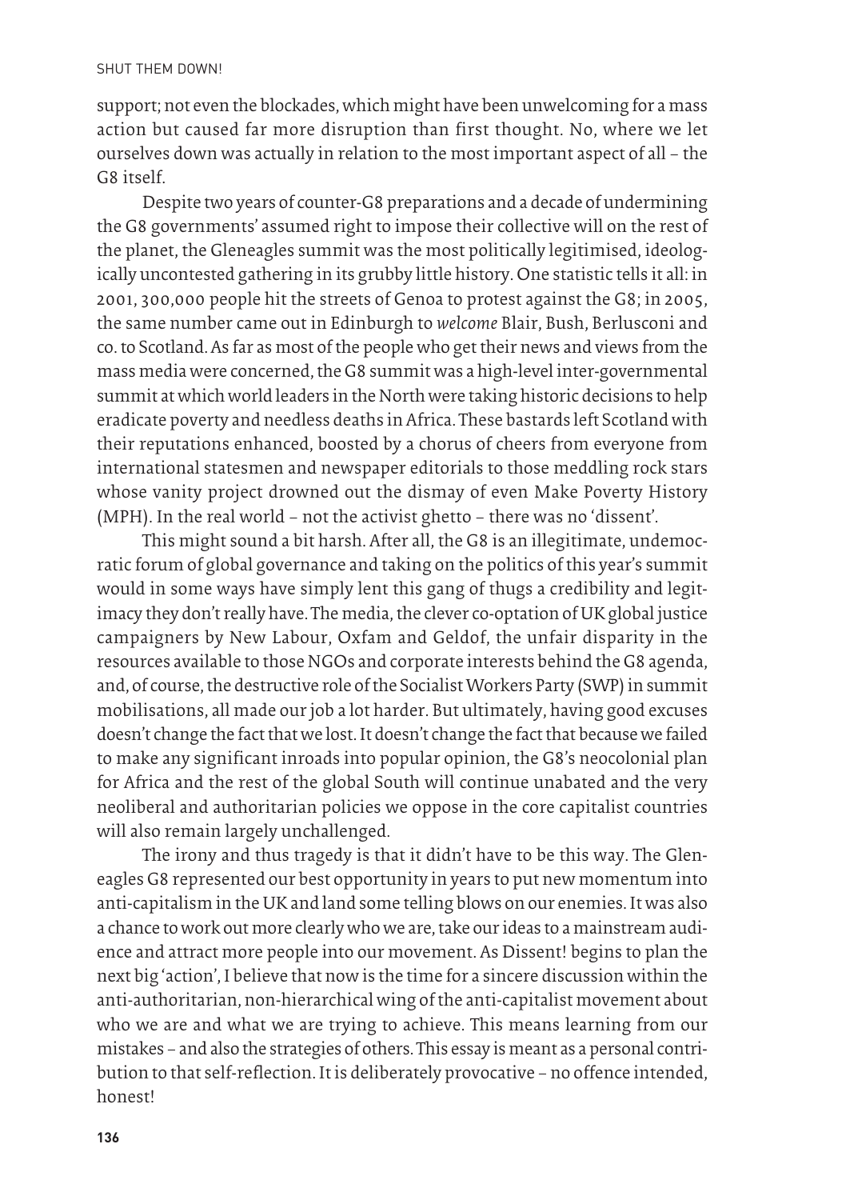support; not even the blockades, which might have been unwelcoming for a mass action but caused far more disruption than first thought. No, where we let ourselves down was actually in relation to the most important aspect of all – the G8 itself.

Despite two years of counter-G8 preparations and a decade of undermining the G8 governments' assumed right to impose their collective will on the rest of the planet, the Gleneagles summit was the most politically legitimised, ideologically uncontested gathering in its grubby little history. One statistic tells it all: in 2001, 300,000 people hit the streets of Genoa to protest against the G8; in 2005, the same number came out in Edinburgh to *welcome* Blair, Bush, Berlusconi and co. to Scotland. As far as most of the people who get their news and views from the mass media were concerned, the G8 summit was a high-level inter-governmental summit at which world leaders in the North were taking historic decisions to help eradicate poverty and needless deaths in Africa. These bastards left Scotland with their reputations enhanced, boosted by a chorus of cheers from everyone from international statesmen and newspaper editorials to those meddling rock stars whose vanity project drowned out the dismay of even Make Poverty History (MPH). In the real world – not the activist ghetto – there was no 'dissent'.

This might sound a bit harsh. After all, the G8 is an illegitimate, undemocratic forum of global governance and taking on the politics of this year's summit would in some ways have simply lent this gang of thugs a credibility and legitimacy they don't really have. The media, the clever co-optation of UK global justice campaigners by New Labour, Oxfam and Geldof, the unfair disparity in the resources available to those NGOs and corporate interests behind the G8 agenda, and, of course, the destructive role of the Socialist Workers Party (SWP) in summit mobilisations, all made our job a lot harder. But ultimately, having good excuses doesn't change the fact that we lost. It doesn't change the fact that because we failed to make any significant inroads into popular opinion, the G8's neocolonial plan for Africa and the rest of the global South will continue unabated and the very neoliberal and authoritarian policies we oppose in the core capitalist countries will also remain largely unchallenged.

The irony and thus tragedy is that it didn't have to be this way. The Gleneagles G8 represented our best opportunity in years to put new momentum into anti-capitalism in the UK and land some telling blows on our enemies. It was also a chance to work out more clearly who we are, take our ideas to a mainstream audience and attract more people into our movement. As Dissent! begins to plan the next big 'action', I believe that now is the time for a sincere discussion within the anti-authoritarian, non-hierarchical wing of the anti-capitalist movement about who we are and what we are trying to achieve. This means learning from our mistakes – and also the strategies of others. This essay is meant as a personal contribution to that self-reflection. It is deliberately provocative – no offence intended, honest!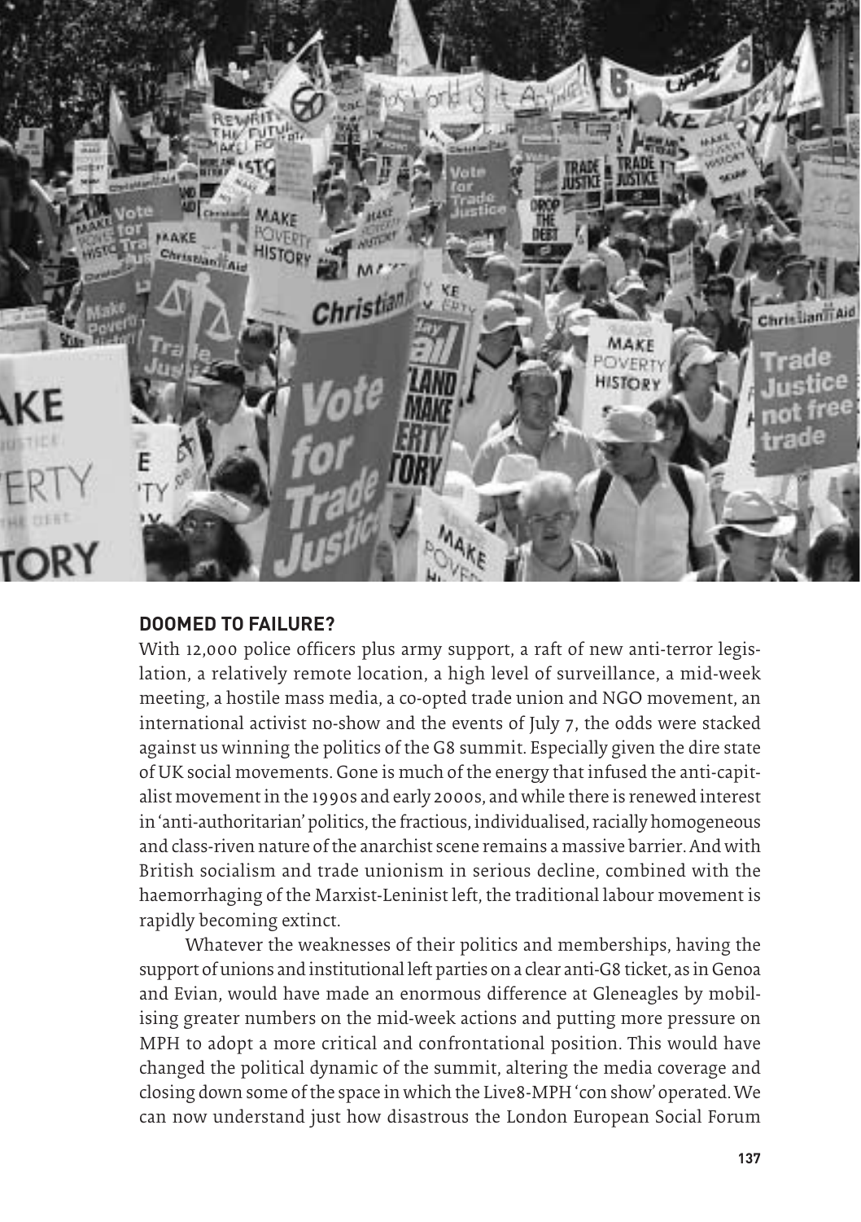## DOOMED TO FAILURE?

With 12,000 police officers plus army support, a raft of new anti-terror legislation, a relatively remote location, a high level of surveillance, a mid-week meeting, a hostile mass media, a co-opted trade union and NGO movement, an international activist no-show and the events of July 7, the odds were stacked against us winning the politics of the G8 summit. Especially given the dire state of UK social movements. Gone is much of the energy that infused the anti-capitalist movement in the 1990s and early 2000s, and while there is renewed interest in 'anti-authoritarian' politics, the fractious, individualised, racially homogeneous and class-riven nature of the anarchist scene remains a massive barrier. And with British socialism and trade unionism in serious decline, combined with the haemorrhaging of the Marxist-Leninist left, the traditional labour movement is rapidly becoming extinct.

Whatever the weaknesses of their politics and memberships, having the support of unions and institutional left parties on a clear anti-G8 ticket, as in Genoa and Evian, would have made an enormous difference at Gleneagles by mobilising greater numbers on the mid-week actions and putting more pressure on MPH to adopt a more critical and confrontational position. This would have changed the political dynamic of the summit, altering the media coverage and closing down some of the space in which the Live8-MPH 'con show' operated. We can now understand just how disastrous the London European Social Forum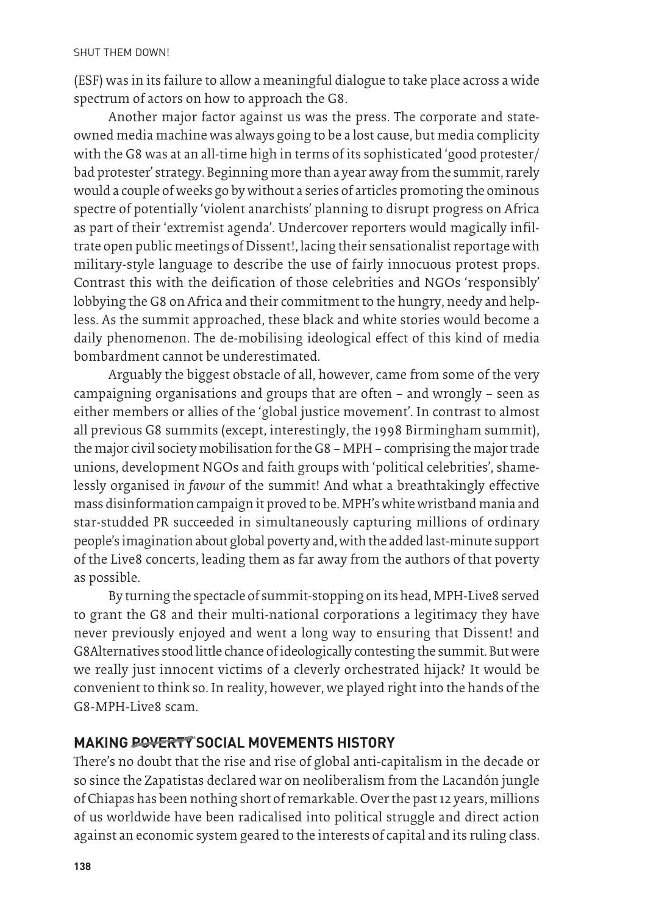(ESF) was in its failure to allow a meaningful dialogue to take place across a wide spectrum of actors on how to approach the G8.

Another major factor against us was the press. The corporate and state-owned media machine was always going to be a lost cause, but media complicity with the G8 was at an all-time high in terms of its sophisticated 'good protester/bad protester' strategy. Beginning more than a year away from the summit, rarely would a couple of weeks go by without a series of articles promoting the ominous spectre of potentially 'violent anarchists' planning to disrupt progress on Africa as part of their 'extremist agenda'. Undercover reporters would magically infiltrate open public meetings of Dissent!, lacing their sensationalist reportage with military-style language to describe the use of fairly innocuous protest props. Contrast this with the deification of those celebrities and NGOs 'responsibly' lobbying the G8 on Africa and their commitment to the hungry, needy and helpless. As the summit approached, these black and white stories would become a daily phenomenon. The de-mobilising ideological effect of this kind of media bombardment cannot be underestimated.

Arguably the biggest obstacle of all, however, came from some of the very campaigning organisations and groups that are often – and wrongly – seen as either members or allies of the 'global justice movement'. In contrast to almost all previous G8 summits (except, interestingly, the 1998 Birmingham summit), the major civil society mobilisation for the G8 – MPH – comprising the major trade unions, development NGOs and faith groups with 'political celebrities', shamelessly organised *in favour* of the summit! And what a breathtakingly effective mass disinformation campaign it proved to be. MPH's white wristband mania and star-studded PR succeeded in simultaneously capturing millions of ordinary people's imagination about global poverty and, with the added last-minute support of the Live8 concerts, leading them as far away from the authors of that poverty as possible.

By turning the spectacle of summit-stopping on its head, MPH-Live8 served to grant the G8 and their multi-national corporations a legitimacy they have never previously enjoyed and went a long way to ensuring that Dissent! and G8Alternatives stood little chance of ideologically contesting the summit. But were we really just innocent victims of a cleverly orchestrated hijack? It would be convenient to think so. In reality, however, we played right into the hands of the G8-MPH-Live8 scam.

## MAKING ~~POVERTY~~ SOCIAL MOVEMENTS HISTORY

There's no doubt that the rise and rise of global anti-capitalism in the decade or so since the Zapatistas declared war on neoliberalism from the Lacandón jungle of Chiapas has been nothing short of remarkable. Over the past 12 years, millions of us worldwide have been radicalised into political struggle and direct action against an economic system geared to the interests of capital and its ruling class.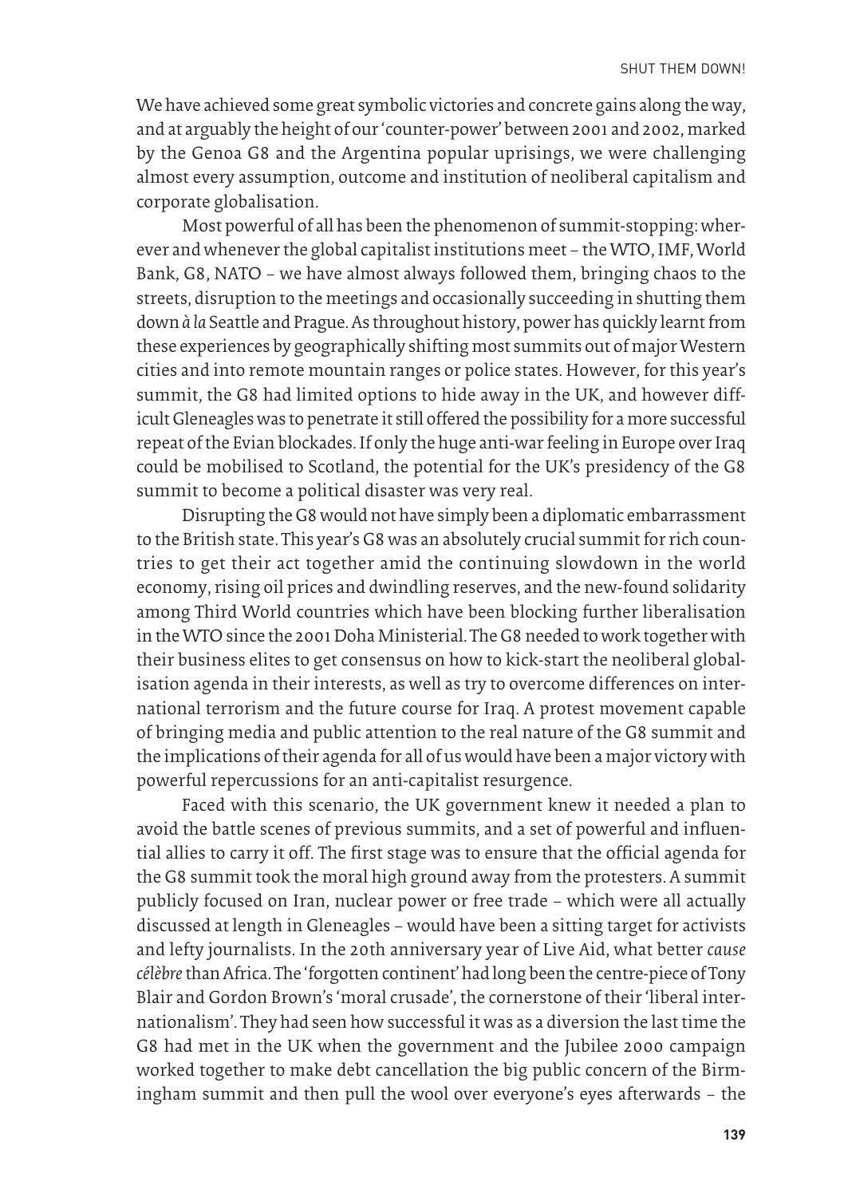We have achieved some great symbolic victories and concrete gains along the way, and at arguably the height of our 'counter-power' between 2001 and 2002, marked by the Genoa G8 and the Argentina popular uprisings, we were challenging almost every assumption, outcome and institution of neoliberal capitalism and corporate globalisation.

Most powerful of all has been the phenomenon of summit-stopping: wherever and whenever the global capitalist institutions meet – the WTO, IMF, World Bank, G8, NATO – we have almost always followed them, bringing chaos to the streets, disruption to the meetings and occasionally succeeding in shutting them down *à la* Seattle and Prague. As throughout history, power has quickly learnt from these experiences by geographically shifting most summits out of major Western cities and into remote mountain ranges or police states. However, for this year's summit, the G8 had limited options to hide away in the UK, and however difficult Gleneagles was to penetrate it still offered the possibility for a more successful repeat of the Evian blockades. If only the huge anti-war feeling in Europe over Iraq could be mobilised to Scotland, the potential for the UK's presidency of the G8 summit to become a political disaster was very real.

Disrupting the G8 would not have simply been a diplomatic embarrassment to the British state. This year's G8 was an absolutely crucial summit for rich countries to get their act together amid the continuing slowdown in the world economy, rising oil prices and dwindling reserves, and the new-found solidarity among Third World countries which have been blocking further liberalisation in the WTO since the 2001 Doha Ministerial. The G8 needed to work together with their business elites to get consensus on how to kick-start the neoliberal globalisation agenda in their interests, as well as try to overcome differences on international terrorism and the future course for Iraq. A protest movement capable of bringing media and public attention to the real nature of the G8 summit and the implications of their agenda for all of us would have been a major victory with powerful repercussions for an anti-capitalist resurgence.

Faced with this scenario, the UK government knew it needed a plan to avoid the battle scenes of previous summits, and a set of powerful and influential allies to carry it off. The first stage was to ensure that the official agenda for the G8 summit took the moral high ground away from the protesters. A summit publicly focused on Iran, nuclear power or free trade – which were all actually discussed at length in Gleneagles – would have been a sitting target for activists and lefty journalists. In the 20th anniversary year of Live Aid, what better *cause célèbre* than Africa. The 'forgotten continent' had long been the centre-piece of Tony Blair and Gordon Brown's 'moral crusade', the cornerstone of their 'liberal internationalism'. They had seen how successful it was as a diversion the last time the G8 had met in the UK when the government and the Jubilee 2000 campaign worked together to make debt cancellation the big public concern of the Birmingham summit and then pull the wool over everyone's eyes afterwards – the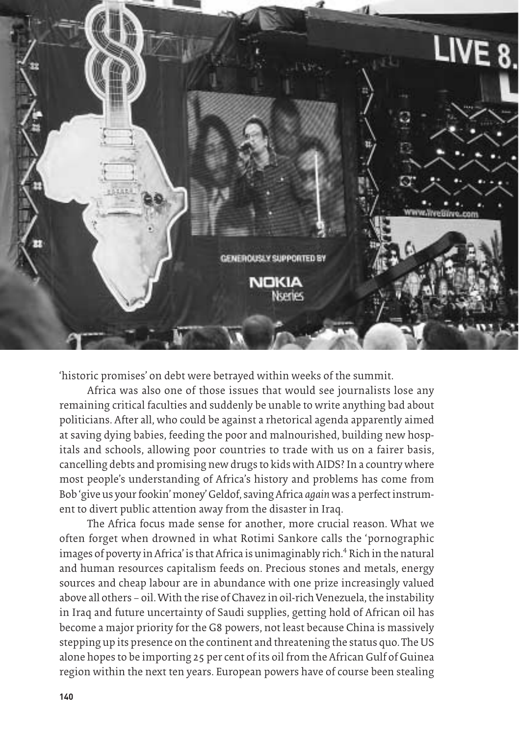'historic promises' on debt were betrayed within weeks of the summit.

Africa was also one of those issues that would see journalists lose any remaining critical faculties and suddenly be unable to write anything bad about politicians. After all, who could be against a rhetorical agenda apparently aimed at saving dying babies, feeding the poor and malnourished, building new hospitals and schools, allowing poor countries to trade with us on a fairer basis, cancelling debts and promising new drugs to kids with AIDS? In a country where most people's understanding of Africa's history and problems has come from Bob 'give us your fookin' money' Geldof, saving Africa *again* was a perfect instrument to divert public attention away from the disaster in Iraq.

The Africa focus made sense for another, more crucial reason. What we often forget when drowned in what Rotimi Sankore calls the 'pornographic images of poverty in Africa' is that Africa is unimaginably rich.[4] Rich in the natural and human resources capitalism feeds on. Precious stones and metals, energy sources and cheap labour are in abundance with one prize increasingly valued above all others – oil. With the rise of Chavez in oil-rich Venezuela, the instability in Iraq and future uncertainty of Saudi supplies, getting hold of African oil has become a major priority for the G8 powers, not least because China is massively stepping up its presence on the continent and threatening the status quo. The US alone hopes to be importing 25 per cent of its oil from the African Gulf of Guinea region within the next ten years. European powers have of course been stealing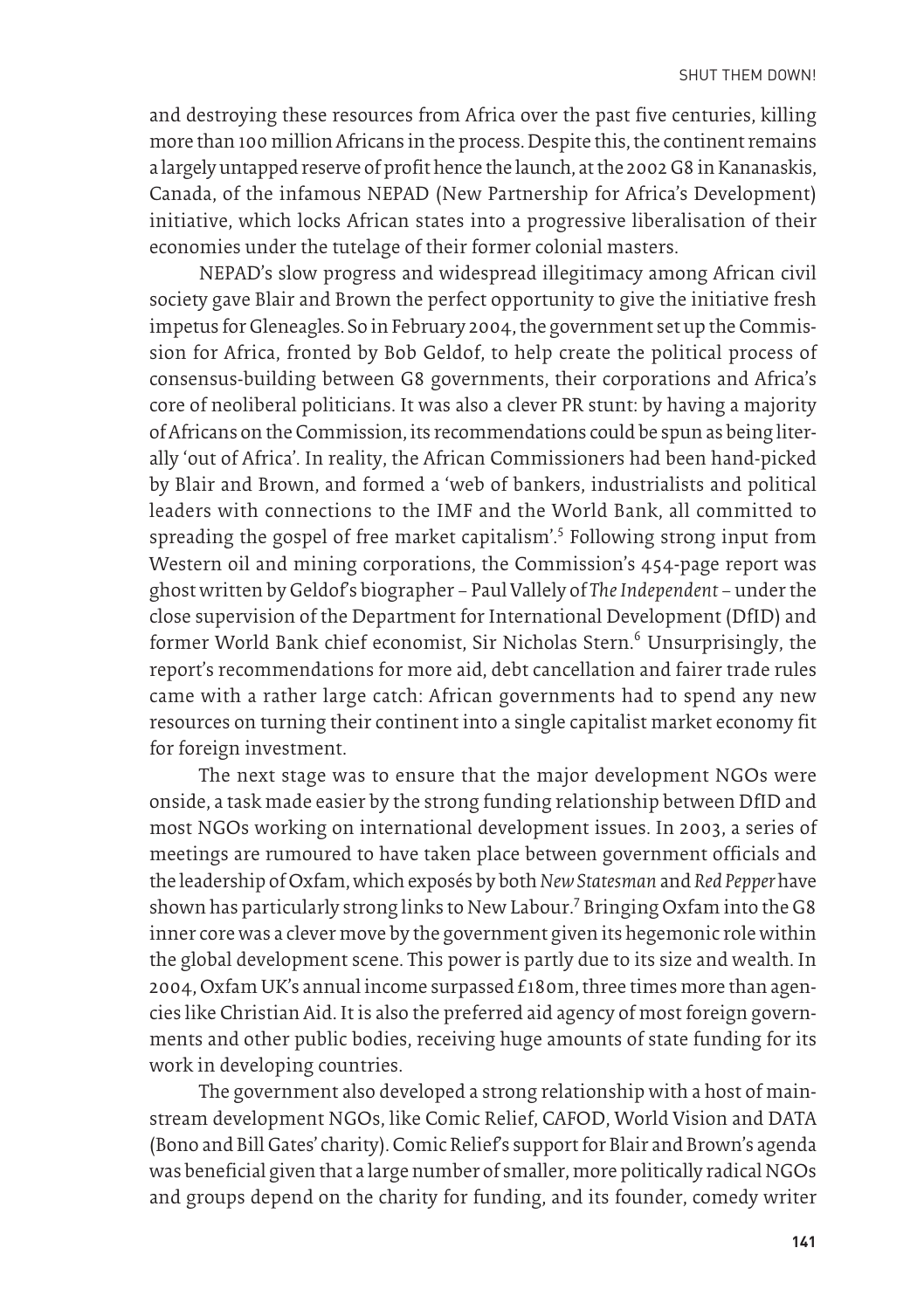and destroying these resources from Africa over the past five centuries, killing more than 100 million Africans in the process. Despite this, the continent remains a largely untapped reserve of profit hence the launch, at the 2002 G8 in Kananaskis, Canada, of the infamous NEPAD (New Partnership for Africa's Development) initiative, which locks African states into a progressive liberalisation of their economies under the tutelage of their former colonial masters.

NEPAD's slow progress and widespread illegitimacy among African civil society gave Blair and Brown the perfect opportunity to give the initiative fresh impetus for Gleneagles. So in February 2004, the government set up the Commission for Africa, fronted by Bob Geldof, to help create the political process of consensus-building between G8 governments, their corporations and Africa's core of neoliberal politicians. It was also a clever PR stunt: by having a majority of Africans on the Commission, its recommendations could be spun as being literally 'out of Africa'. In reality, the African Commissioners had been hand-picked by Blair and Brown, and formed a 'web of bankers, industrialists and political leaders with connections to the IMF and the World Bank, all committed to spreading the gospel of free market capitalism'.[5] Following strong input from Western oil and mining corporations, the Commission's 454-page report was ghost written by Geldof's biographer – Paul Vallely of *The Independent* – under the close supervision of the Department for International Development (DfID) and former World Bank chief economist, Sir Nicholas Stern.[6] Unsurprisingly, the report's recommendations for more aid, debt cancellation and fairer trade rules came with a rather large catch: African governments had to spend any new resources on turning their continent into a single capitalist market economy fit for foreign investment.

The next stage was to ensure that the major development NGOs were onside, a task made easier by the strong funding relationship between DfID and most NGOs working on international development issues. In 2003, a series of meetings are rumoured to have taken place between government officials and the leadership of Oxfam, which exposés by both *New Statesman* and *Red Pepper* have shown has particularly strong links to New Labour.[7] Bringing Oxfam into the G8 inner core was a clever move by the government given its hegemonic role within the global development scene. This power is partly due to its size and wealth. In 2004, Oxfam UK's annual income surpassed £180m, three times more than agencies like Christian Aid. It is also the preferred aid agency of most foreign governments and other public bodies, receiving huge amounts of state funding for its work in developing countries.

The government also developed a strong relationship with a host of mainstream development NGOs, like Comic Relief, CAFOD, World Vision and DATA (Bono and Bill Gates' charity). Comic Relief's support for Blair and Brown's agenda was beneficial given that a large number of smaller, more politically radical NGOs and groups depend on the charity for funding, and its founder, comedy writer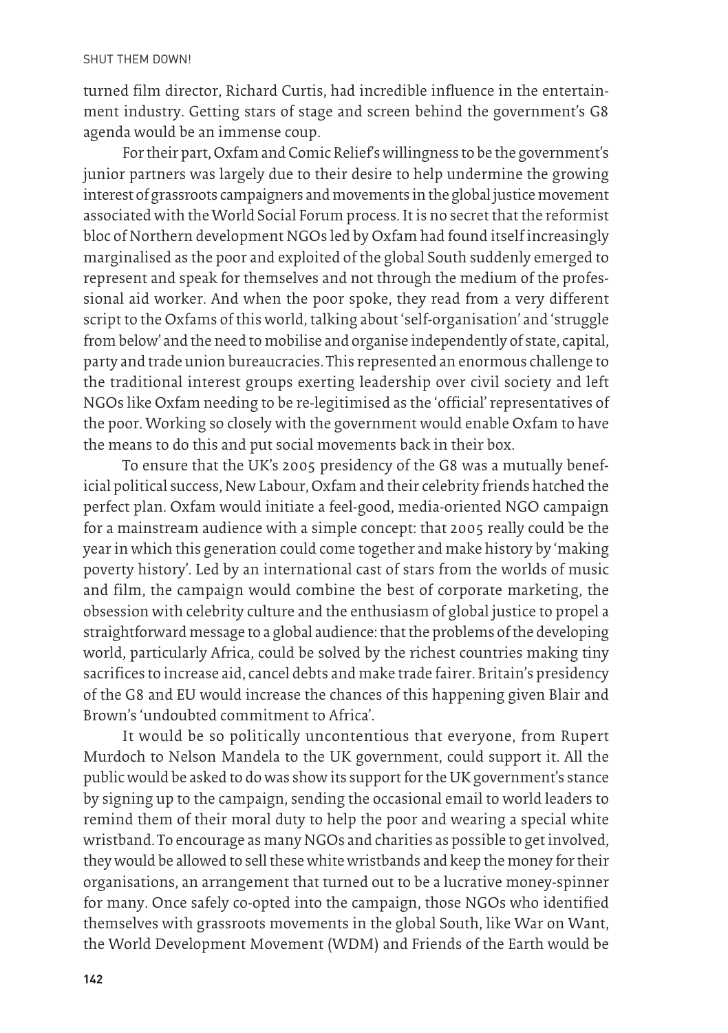turned film director, Richard Curtis, had incredible influence in the entertainment industry. Getting stars of stage and screen behind the government's G8 agenda would be an immense coup.

For their part, Oxfam and Comic Relief's willingness to be the government's junior partners was largely due to their desire to help undermine the growing interest of grassroots campaigners and movements in the global justice movement associated with the World Social Forum process. It is no secret that the reformist bloc of Northern development NGOs led by Oxfam had found itself increasingly marginalised as the poor and exploited of the global South suddenly emerged to represent and speak for themselves and not through the medium of the professional aid worker. And when the poor spoke, they read from a very different script to the Oxfams of this world, talking about 'self-organisation' and 'struggle from below' and the need to mobilise and organise independently of state, capital, party and trade union bureaucracies. This represented an enormous challenge to the traditional interest groups exerting leadership over civil society and left NGOs like Oxfam needing to be re-legitimised as the 'official' representatives of the poor. Working so closely with the government would enable Oxfam to have the means to do this and put social movements back in their box.

To ensure that the UK's 2005 presidency of the G8 was a mutually beneficial political success, New Labour, Oxfam and their celebrity friends hatched the perfect plan. Oxfam would initiate a feel-good, media-oriented NGO campaign for a mainstream audience with a simple concept: that 2005 really could be the year in which this generation could come together and make history by 'making poverty history'. Led by an international cast of stars from the worlds of music and film, the campaign would combine the best of corporate marketing, the obsession with celebrity culture and the enthusiasm of global justice to propel a straightforward message to a global audience: that the problems of the developing world, particularly Africa, could be solved by the richest countries making tiny sacrifices to increase aid, cancel debts and make trade fairer. Britain's presidency of the G8 and EU would increase the chances of this happening given Blair and Brown's 'undoubted commitment to Africa'.

It would be so politically uncontentious that everyone, from Rupert Murdoch to Nelson Mandela to the UK government, could support it. All the public would be asked to do was show its support for the UK government's stance by signing up to the campaign, sending the occasional email to world leaders to remind them of their moral duty to help the poor and wearing a special white wristband. To encourage as many NGOs and charities as possible to get involved, they would be allowed to sell these white wristbands and keep the money for their organisations, an arrangement that turned out to be a lucrative money-spinner for many. Once safely co-opted into the campaign, those NGOs who identified themselves with grassroots movements in the global South, like War on Want, the World Development Movement (WDM) and Friends of the Earth would be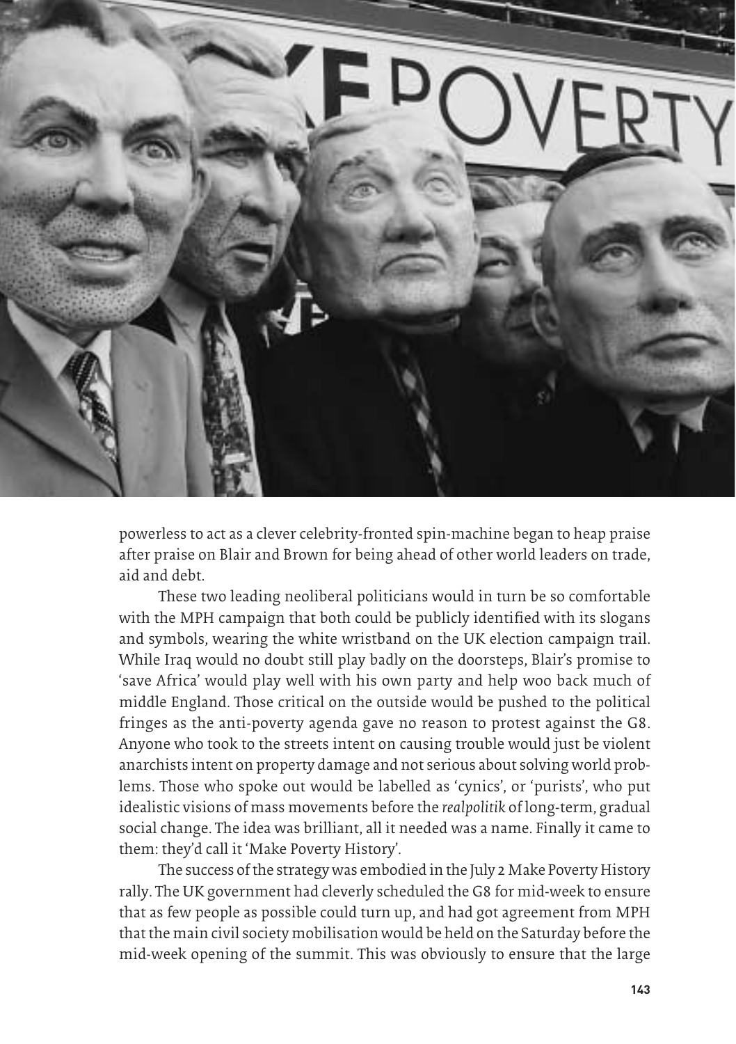powerless to act as a clever celebrity-fronted spin-machine began to heap praise after praise on Blair and Brown for being ahead of other world leaders on trade, aid and debt.

These two leading neoliberal politicians would in turn be so comfortable with the MPH campaign that both could be publicly identified with its slogans and symbols, wearing the white wristband on the UK election campaign trail. While Iraq would no doubt still play badly on the doorsteps, Blair's promise to 'save Africa' would play well with his own party and help woo back much of middle England. Those critical on the outside would be pushed to the political fringes as the anti-poverty agenda gave no reason to protest against the G8. Anyone who took to the streets intent on causing trouble would just be violent anarchists intent on property damage and not serious about solving world problems. Those who spoke out would be labelled as 'cynics', or 'purists', who put idealistic visions of mass movements before the *realpolitik* of long-term, gradual social change. The idea was brilliant, all it needed was a name. Finally it came to them: they'd call it 'Make Poverty History'.

The success of the strategy was embodied in the July 2 Make Poverty History rally. The UK government had cleverly scheduled the G8 for mid-week to ensure that as few people as possible could turn up, and had got agreement from MPH that the main civil society mobilisation would be held on the Saturday before the mid-week opening of the summit. This was obviously to ensure that the large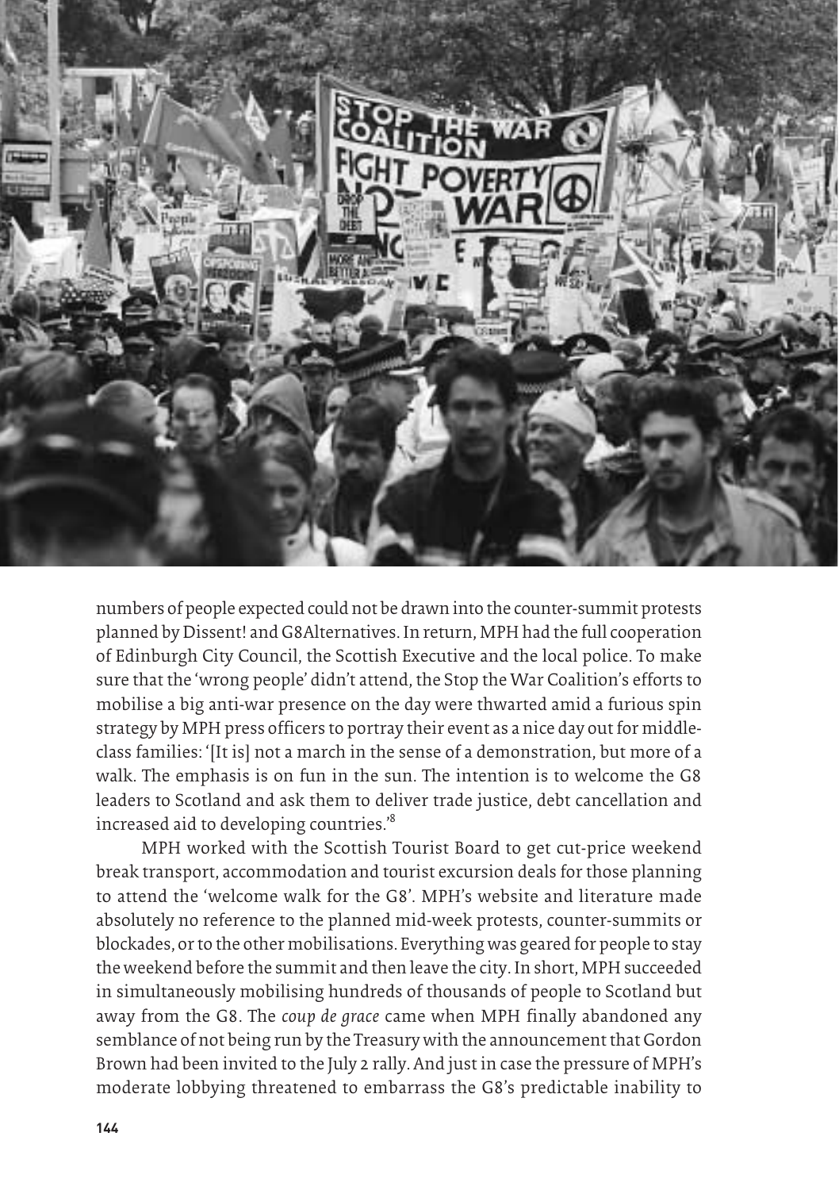numbers of people expected could not be drawn into the counter-summit protests planned by Dissent! and G8Alternatives. In return, MPH had the full cooperation of Edinburgh City Council, the Scottish Executive and the local police. To make sure that the 'wrong people' didn't attend, the Stop the War Coalition's efforts to mobilise a big anti-war presence on the day were thwarted amid a furious spin strategy by MPH press officers to portray their event as a nice day out for middle-class families: '[It is] not a march in the sense of a demonstration, but more of a walk. The emphasis is on fun in the sun. The intention is to welcome the G8 leaders to Scotland and ask them to deliver trade justice, debt cancellation and increased aid to developing countries.'[8]

MPH worked with the Scottish Tourist Board to get cut-price weekend break transport, accommodation and tourist excursion deals for those planning to attend the 'welcome walk for the G8'. MPH's website and literature made absolutely no reference to the planned mid-week protests, counter-summits or blockades, or to the other mobilisations. Everything was geared for people to stay the weekend before the summit and then leave the city. In short, MPH succeeded in simultaneously mobilising hundreds of thousands of people to Scotland but away from the G8. The *coup de grace* came when MPH finally abandoned any semblance of not being run by the Treasury with the announcement that Gordon Brown had been invited to the July 2 rally. And just in case the pressure of MPH's moderate lobbying threatened to embarrass the G8's predictable inability to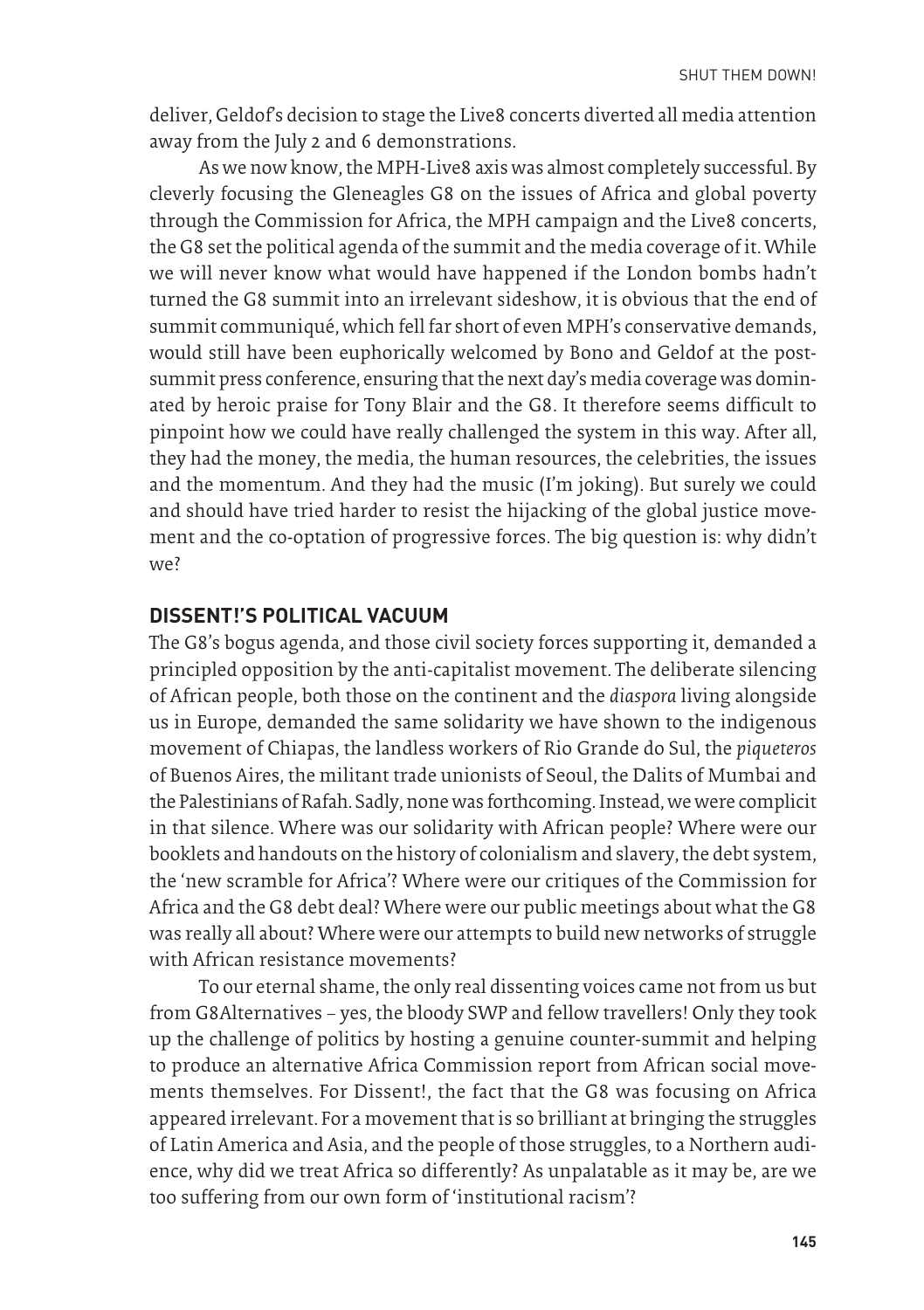deliver, Geldof's decision to stage the Live8 concerts diverted all media attention away from the July 2 and 6 demonstrations.

As we now know, the MPH-Live8 axis was almost completely successful. By cleverly focusing the Gleneagles G8 on the issues of Africa and global poverty through the Commission for Africa, the MPH campaign and the Live8 concerts, the G8 set the political agenda of the summit and the media coverage of it. While we will never know what would have happened if the London bombs hadn't turned the G8 summit into an irrelevant sideshow, it is obvious that the end of summit communiqué, which fell far short of even MPH's conservative demands, would still have been euphorically welcomed by Bono and Geldof at the post-summit press conference, ensuring that the next day's media coverage was dominated by heroic praise for Tony Blair and the G8. It therefore seems difficult to pinpoint how we could have really challenged the system in this way. After all, they had the money, the media, the human resources, the celebrities, the issues and the momentum. And they had the music (I'm joking). But surely we could and should have tried harder to resist the hijacking of the global justice movement and the co-optation of progressive forces. The big question is: why didn't we?

## DISSENT!'S POLITICAL VACUUM

The G8's bogus agenda, and those civil society forces supporting it, demanded a principled opposition by the anti-capitalist movement. The deliberate silencing of African people, both those on the continent and the *diaspora* living alongside us in Europe, demanded the same solidarity we have shown to the indigenous movement of Chiapas, the landless workers of Rio Grande do Sul, the *piqueteros* of Buenos Aires, the militant trade unionists of Seoul, the Dalits of Mumbai and the Palestinians of Rafah. Sadly, none was forthcoming. Instead, we were complicit in that silence. Where was our solidarity with African people? Where were our booklets and handouts on the history of colonialism and slavery, the debt system, the 'new scramble for Africa'? Where were our critiques of the Commission for Africa and the G8 debt deal? Where were our public meetings about what the G8 was really all about? Where were our attempts to build new networks of struggle with African resistance movements?

To our eternal shame, the only real dissenting voices came not from us but from G8Alternatives – yes, the bloody SWP and fellow travellers! Only they took up the challenge of politics by hosting a genuine counter-summit and helping to produce an alternative Africa Commission report from African social movements themselves. For Dissent!, the fact that the G8 was focusing on Africa appeared irrelevant. For a movement that is so brilliant at bringing the struggles of Latin America and Asia, and the people of those struggles, to a Northern audience, why did we treat Africa so differently? As unpalatable as it may be, are we too suffering from our own form of 'institutional racism'?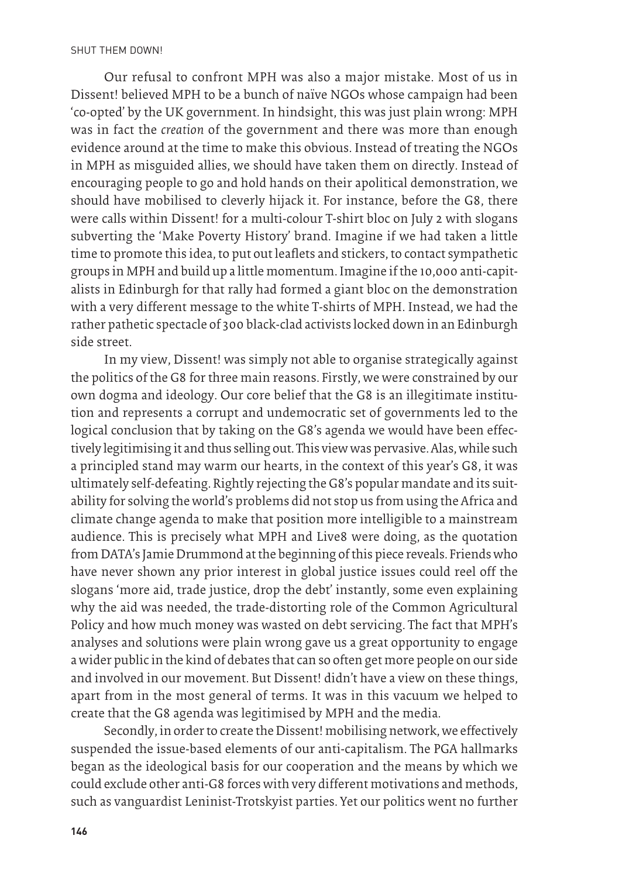Our refusal to confront MPH was also a major mistake. Most of us in Dissent! believed MPH to be a bunch of naïve NGOs whose campaign had been 'co-opted' by the UK government. In hindsight, this was just plain wrong: MPH was in fact the *creation* of the government and there was more than enough evidence around at the time to make this obvious. Instead of treating the NGOs in MPH as misguided allies, we should have taken them on directly. Instead of encouraging people to go and hold hands on their apolitical demonstration, we should have mobilised to cleverly hijack it. For instance, before the G8, there were calls within Dissent! for a multi-colour T-shirt bloc on July 2 with slogans subverting the 'Make Poverty History' brand. Imagine if we had taken a little time to promote this idea, to put out leaflets and stickers, to contact sympathetic groups in MPH and build up a little momentum. Imagine if the 10,000 anti-capitalists in Edinburgh for that rally had formed a giant bloc on the demonstration with a very different message to the white T-shirts of MPH. Instead, we had the rather pathetic spectacle of 300 black-clad activists locked down in an Edinburgh side street.

In my view, Dissent! was simply not able to organise strategically against the politics of the G8 for three main reasons. Firstly, we were constrained by our own dogma and ideology. Our core belief that the G8 is an illegitimate institution and represents a corrupt and undemocratic set of governments led to the logical conclusion that by taking on the G8's agenda we would have been effectively legitimising it and thus selling out. This view was pervasive. Alas, while such a principled stand may warm our hearts, in the context of this year's G8, it was ultimately self-defeating. Rightly rejecting the G8's popular mandate and its suitability for solving the world's problems did not stop us from using the Africa and climate change agenda to make that position more intelligible to a mainstream audience. This is precisely what MPH and Live8 were doing, as the quotation from DATA's Jamie Drummond at the beginning of this piece reveals. Friends who have never shown any prior interest in global justice issues could reel off the slogans 'more aid, trade justice, drop the debt' instantly, some even explaining why the aid was needed, the trade-distorting role of the Common Agricultural Policy and how much money was wasted on debt servicing. The fact that MPH's analyses and solutions were plain wrong gave us a great opportunity to engage a wider public in the kind of debates that can so often get more people on our side and involved in our movement. But Dissent! didn't have a view on these things, apart from in the most general of terms. It was in this vacuum we helped to create that the G8 agenda was legitimised by MPH and the media.

Secondly, in order to create the Dissent! mobilising network, we effectively suspended the issue-based elements of our anti-capitalism. The PGA hallmarks began as the ideological basis for our cooperation and the means by which we could exclude other anti-G8 forces with very different motivations and methods, such as vanguardist Leninist-Trotskyist parties. Yet our politics went no further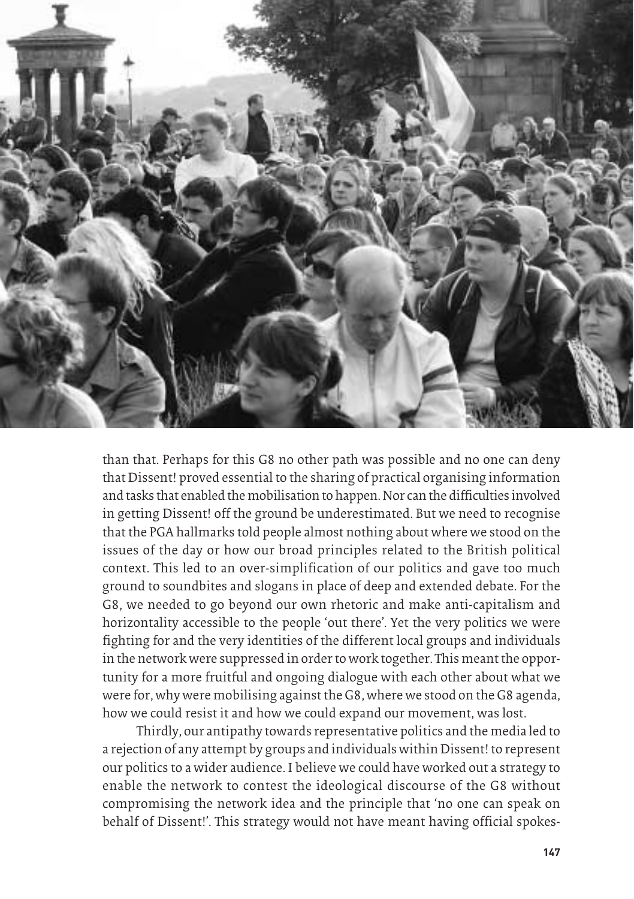than that. Perhaps for this G8 no other path was possible and no one can deny that Dissent! proved essential to the sharing of practical organising information and tasks that enabled the mobilisation to happen. Nor can the difficulties involved in getting Dissent! off the ground be underestimated. But we need to recognise that the PGA hallmarks told people almost nothing about where we stood on the issues of the day or how our broad principles related to the British political context. This led to an over-simplification of our politics and gave too much ground to soundbites and slogans in place of deep and extended debate. For the G8, we needed to go beyond our own rhetoric and make anti-capitalism and horizontality accessible to the people 'out there'. Yet the very politics we were fighting for and the very identities of the different local groups and individuals in the network were suppressed in order to work together. This meant the opportunity for a more fruitful and ongoing dialogue with each other about what we were for, why were mobilising against the G8, where we stood on the G8 agenda, how we could resist it and how we could expand our movement, was lost.

Thirdly, our antipathy towards representative politics and the media led to a rejection of any attempt by groups and individuals within Dissent! to represent our politics to a wider audience. I believe we could have worked out a strategy to enable the network to contest the ideological discourse of the G8 without compromising the network idea and the principle that 'no one can speak on behalf of Dissent!'. This strategy would not have meant having official spokes-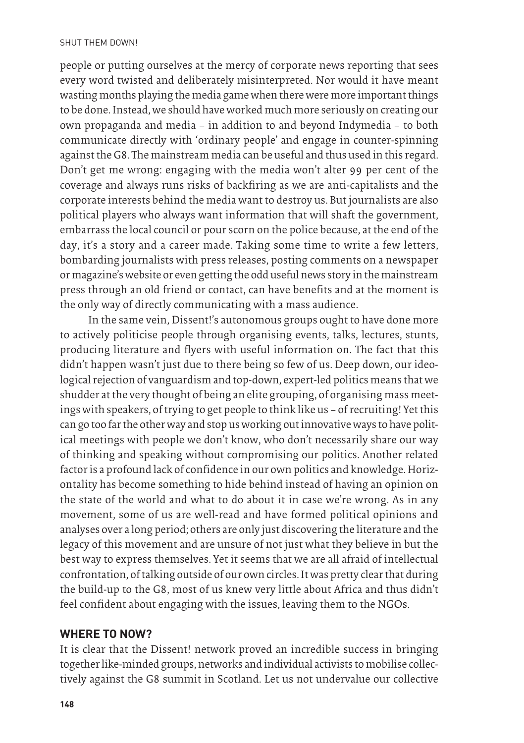people or putting ourselves at the mercy of corporate news reporting that sees every word twisted and deliberately misinterpreted. Nor would it have meant wasting months playing the media game when there were more important things to be done. Instead, we should have worked much more seriously on creating our own propaganda and media – in addition to and beyond Indymedia – to both communicate directly with 'ordinary people' and engage in counter-spinning against the G8. The mainstream media can be useful and thus used in this regard. Don't get me wrong: engaging with the media won't alter 99 per cent of the coverage and always runs risks of backfiring as we are anti-capitalists and the corporate interests behind the media want to destroy us. But journalists are also political players who always want information that will shaft the government, embarrass the local council or pour scorn on the police because, at the end of the day, it's a story and a career made. Taking some time to write a few letters, bombarding journalists with press releases, posting comments on a newspaper or magazine's website or even getting the odd useful news story in the mainstream press through an old friend or contact, can have benefits and at the moment is the only way of directly communicating with a mass audience.

In the same vein, Dissent!'s autonomous groups ought to have done more to actively politicise people through organising events, talks, lectures, stunts, producing literature and flyers with useful information on. The fact that this didn't happen wasn't just due to there being so few of us. Deep down, our ideological rejection of vanguardism and top-down, expert-led politics means that we shudder at the very thought of being an elite grouping, of organising mass meetings with speakers, of trying to get people to think like us – of recruiting! Yet this can go too far the other way and stop us working out innovative ways to have political meetings with people we don't know, who don't necessarily share our way of thinking and speaking without compromising our politics. Another related factor is a profound lack of confidence in our own politics and knowledge. Horizontality has become something to hide behind instead of having an opinion on the state of the world and what to do about it in case we're wrong. As in any movement, some of us are well-read and have formed political opinions and analyses over a long period; others are only just discovering the literature and the legacy of this movement and are unsure of not just what they believe in but the best way to express themselves. Yet it seems that we are all afraid of intellectual confrontation, of talking outside of our own circles. It was pretty clear that during the build-up to the G8, most of us knew very little about Africa and thus didn't feel confident about engaging with the issues, leaving them to the NGOs.

## WHERE TO NOW?

It is clear that the Dissent! network proved an incredible success in bringing together like-minded groups, networks and individual activists to mobilise collectively against the G8 summit in Scotland. Let us not undervalue our collective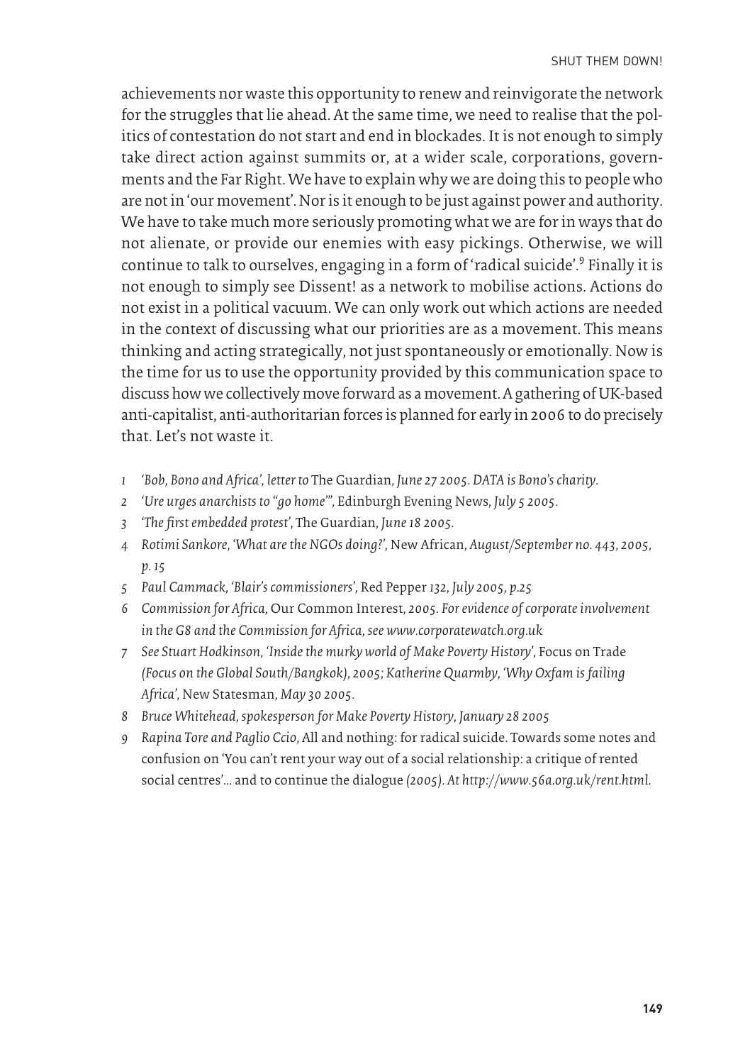achievements nor waste this opportunity to renew and reinvigorate the network for the struggles that lie ahead. At the same time, we need to realise that the politics of contestation do not start and end in blockades. It is not enough to simply take direct action against summits or, at a wider scale, corporations, governments and the Far Right. We have to explain why we are doing this to people who are not in 'our movement'. Nor is it enough to be just against power and authority. We have to take much more seriously promoting what we are for in ways that do not alienate, or provide our enemies with easy pickings. Otherwise, we will continue to talk to ourselves, engaging in a form of 'radical suicide'.[9] Finally it is not enough to simply see Dissent! as a network to mobilise actions. Actions do not exist in a political vacuum. We can only work out which actions are needed in the context of discussing what our priorities are as a movement. This means thinking and acting strategically, not just spontaneously or emotionally. Now is the time for us to use the opportunity provided by this communication space to discuss how we collectively move forward as a movement. A gathering of UK-based anti-capitalist, anti-authoritarian forces is planned for early in 2006 to do precisely that. Let's not waste it.

1. *'Bob, Bono and Africa', letter to* The Guardian, *June 27 2005. DATA is Bono's charity.*
2. *'Ure urges anarchists to "go home"',* Edinburgh Evening News, *July 5 2005.*
3. *'The first embedded protest',* The Guardian, *June 18 2005.*
4. *Rotimi Sankore, 'What are the NGOs doing?',* New African, *August/September no. 443, 2005, p. 15*
5. *Paul Cammack, 'Blair's commissioners',* Red Pepper *132, July 2005, p.25*
6. *Commission for Africa,* Our Common Interest, *2005. For evidence of corporate involvement in the G8 and the Commission for Africa, see www.corporatewatch.org.uk*
7. *See Stuart Hodkinson, 'Inside the murky world of Make Poverty History',* Focus on Trade *(Focus on the Global South/Bangkok), 2005; Katherine Quarmby, 'Why Oxfam is failing Africa',* New Statesman, *May 30 2005.*
8. *Bruce Whitehead, spokesperson for Make Poverty History, January 28 2005*
9. *Rapina Tore and Paglio Ccio,* All and nothing: for radical suicide. Towards some notes and confusion on 'You can't rent your way out of a social relationship: a critique of rented social centres'... and to continue the dialogue *(2005). At http://www.56a.org.uk/rent.html.*